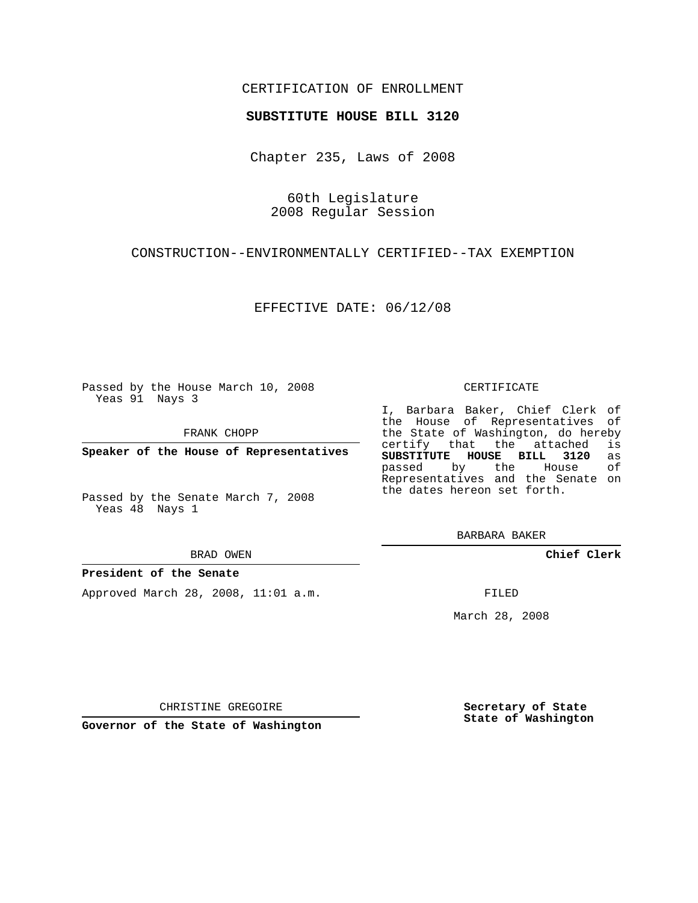CERTIFICATION OF ENROLLMENT

**SUBSTITUTE HOUSE BILL 3120**

Chapter 235, Laws of 2008

60th Legislature
2008 Regular Session

CONSTRUCTION--ENVIRONMENTALLY CERTIFIED--TAX EXEMPTION

EFFECTIVE DATE: 06/12/08

Passed by the House March 10, 2008
Yeas 91 Nays 3

FRANK CHOPP

**Speaker of the House of Representatives**

Passed by the Senate March 7, 2008
Yeas 48 Nays 1

BRAD OWEN

**President of the Senate**

Approved March 28, 2008, 11:01 a.m.

CHRISTINE GREGOIRE

**Governor of the State of Washington**

CERTIFICATE

I, Barbara Baker, Chief Clerk of the House of Representatives of the State of Washington, do hereby certify that the attached is **SUBSTITUTE HOUSE BILL 3120** as passed by the House of Representatives and the Senate on the dates hereon set forth.

BARBARA BAKER

**Chief Clerk**

FILED

March 28, 2008

**Secretary of State**
**State of Washington**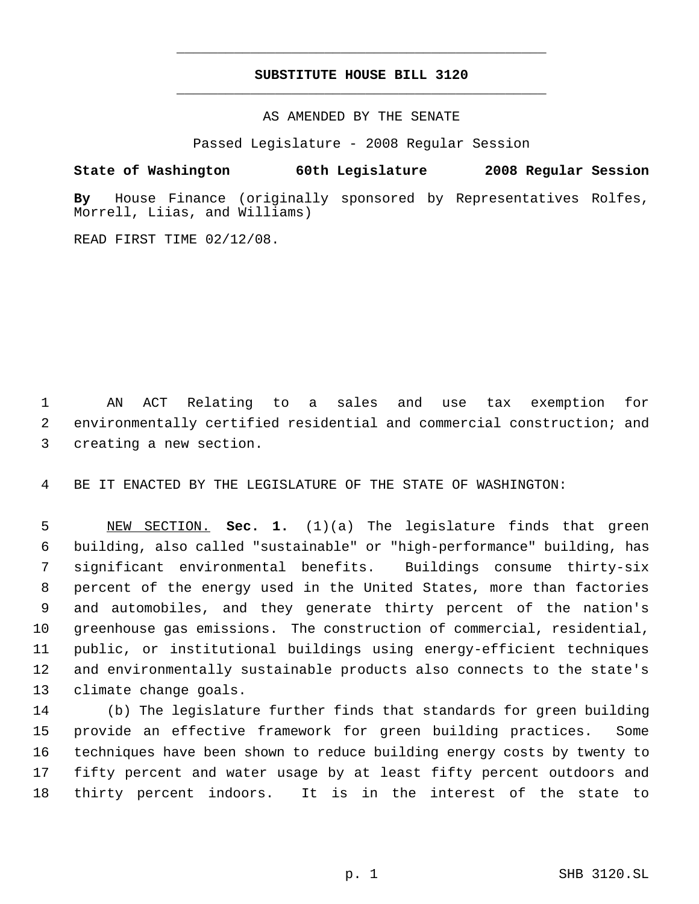# SUBSTITUTE HOUSE BILL 3120

AS AMENDED BY THE SENATE

Passed Legislature - 2008 Regular Session

**State of Washington 60th Legislature 2008 Regular Session**

**By** House Finance (originally sponsored by Representatives Rolfes, Morrell, Liias, and Williams)

READ FIRST TIME 02/12/08.

AN ACT Relating to a sales and use tax exemption for environmentally certified residential and commercial construction; and creating a new section.

BE IT ENACTED BY THE LEGISLATURE OF THE STATE OF WASHINGTON:

NEW SECTION. **Sec. 1.** (1)(a) The legislature finds that green building, also called "sustainable" or "high-performance" building, has significant environmental benefits. Buildings consume thirty-six percent of the energy used in the United States, more than factories and automobiles, and they generate thirty percent of the nation's greenhouse gas emissions. The construction of commercial, residential, public, or institutional buildings using energy-efficient techniques and environmentally sustainable products also connects to the state's climate change goals.

(b) The legislature further finds that standards for green building provide an effective framework for green building practices. Some techniques have been shown to reduce building energy costs by twenty to fifty percent and water usage by at least fifty percent outdoors and thirty percent indoors. It is in the interest of the state to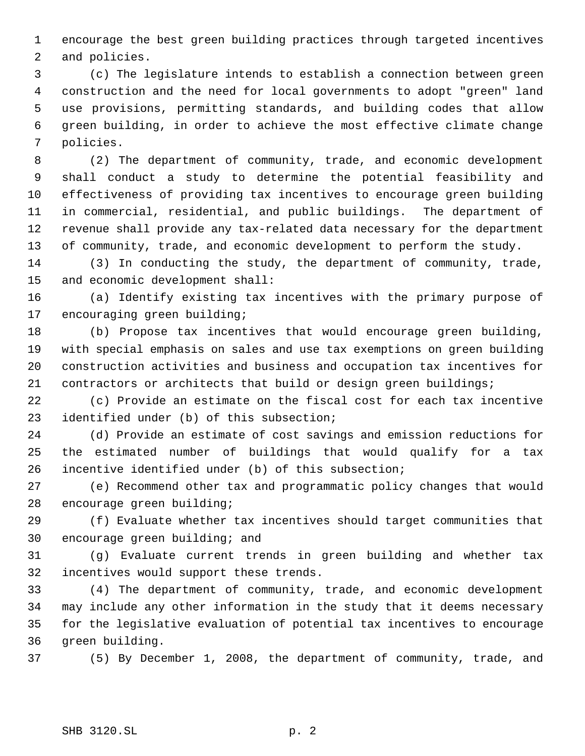encourage the best green building practices through targeted incentives and policies.

(c) The legislature intends to establish a connection between green construction and the need for local governments to adopt "green" land use provisions, permitting standards, and building codes that allow green building, in order to achieve the most effective climate change policies.

(2) The department of community, trade, and economic development shall conduct a study to determine the potential feasibility and effectiveness of providing tax incentives to encourage green building in commercial, residential, and public buildings. The department of revenue shall provide any tax-related data necessary for the department of community, trade, and economic development to perform the study.

(3) In conducting the study, the department of community, trade, and economic development shall:

(a) Identify existing tax incentives with the primary purpose of encouraging green building;

(b) Propose tax incentives that would encourage green building, with special emphasis on sales and use tax exemptions on green building construction activities and business and occupation tax incentives for contractors or architects that build or design green buildings;

(c) Provide an estimate on the fiscal cost for each tax incentive identified under (b) of this subsection;

(d) Provide an estimate of cost savings and emission reductions for the estimated number of buildings that would qualify for a tax incentive identified under (b) of this subsection;

(e) Recommend other tax and programmatic policy changes that would encourage green building;

(f) Evaluate whether tax incentives should target communities that encourage green building; and

(g) Evaluate current trends in green building and whether tax incentives would support these trends.

(4) The department of community, trade, and economic development may include any other information in the study that it deems necessary for the legislative evaluation of potential tax incentives to encourage green building.

(5) By December 1, 2008, the department of community, trade, and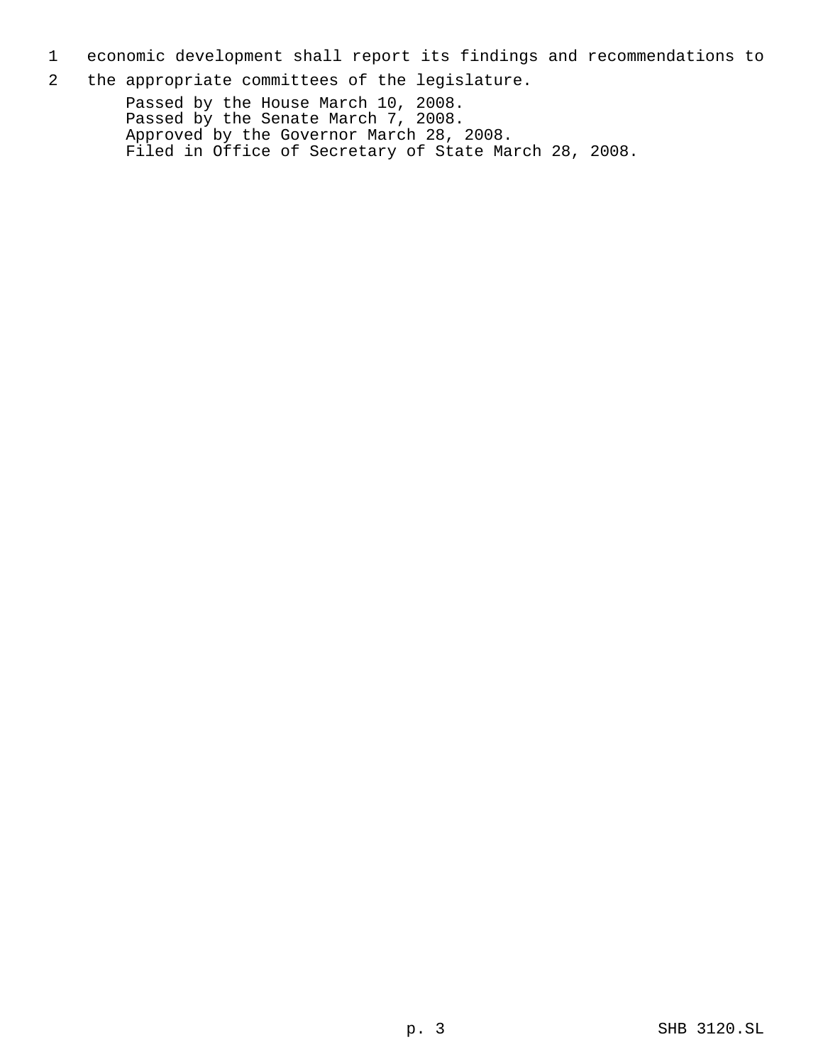economic development shall report its findings and recommendations to the appropriate committees of the legislature.

Passed by the House March 10, 2008.
Passed by the Senate March 7, 2008.
Approved by the Governor March 28, 2008.
Filed in Office of Secretary of State March 28, 2008.